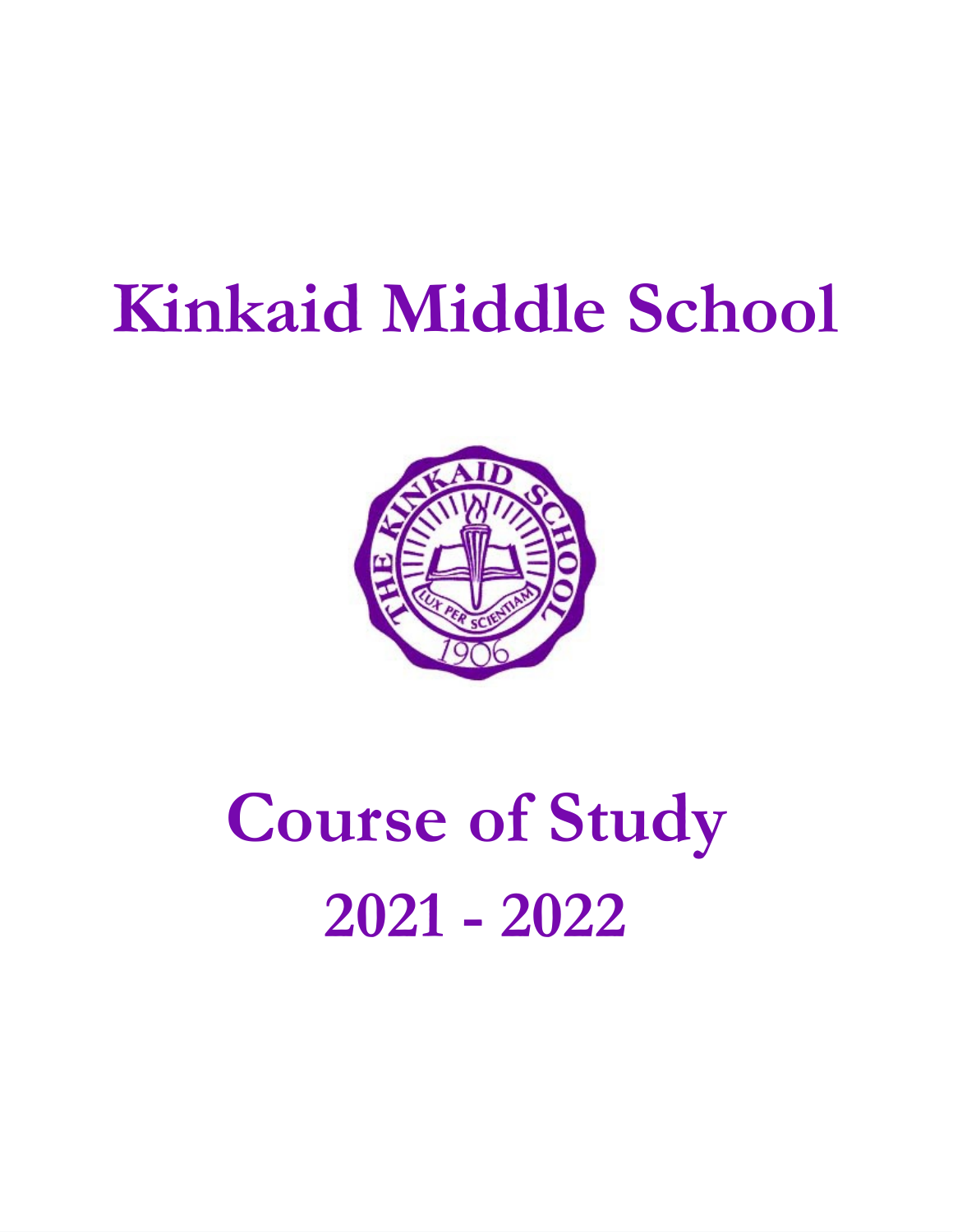# Kinkaid Middle School

# Course of Study

## 2021 - 2022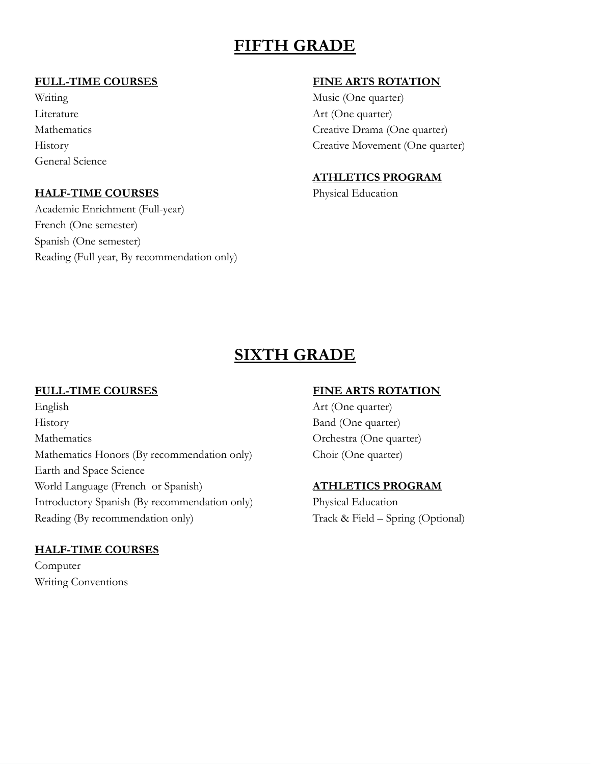# FIFTH GRADE

**FULL-TIME COURSES**

Writing
Literature
Mathematics
History
General Science

**HALF-TIME COURSES**

Academic Enrichment (Full-year)
French (One semester)
Spanish (One semester)
Reading (Full year, By recommendation only)

**FINE ARTS ROTATION**

Music (One quarter)
Art (One quarter)
Creative Drama (One quarter)
Creative Movement (One quarter)

**ATHLETICS PROGRAM**

Physical Education

# SIXTH GRADE

**FULL-TIME COURSES**

English
History
Mathematics
Mathematics Honors (By recommendation only)
Earth and Space Science
World Language (French or Spanish)
Introductory Spanish (By recommendation only)
Reading (By recommendation only)

**HALF-TIME COURSES**

Computer
Writing Conventions

**FINE ARTS ROTATION**

Art (One quarter)
Band (One quarter)
Orchestra (One quarter)
Choir (One quarter)

**ATHLETICS PROGRAM**

Physical Education
Track & Field – Spring (Optional)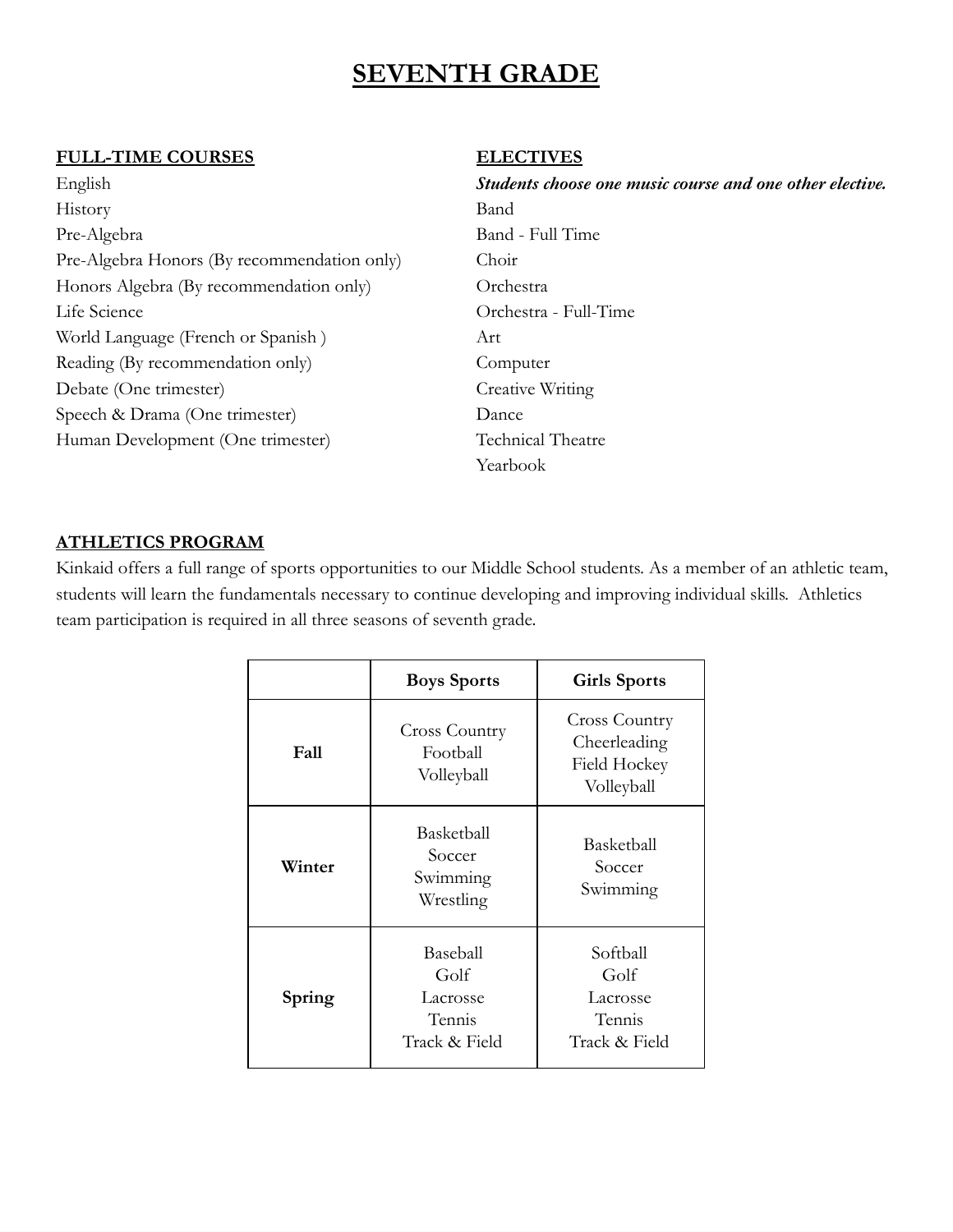# SEVENTH GRADE

## FULL-TIME COURSES

- English
- History
- Pre-Algebra
- Pre-Algebra Honors (By recommendation only)
- Honors Algebra (By recommendation only)
- Life Science
- World Language (French or Spanish )
- Reading (By recommendation only)
- Debate (One trimester)
- Speech & Drama (One trimester)
- Human Development (One trimester)

## ELECTIVES

***Students choose one music course and one other elective.***

- Band
- Band - Full Time
- Choir
- Orchestra
- Orchestra - Full-Time
- Art
- Computer
- Creative Writing
- Dance
- Technical Theatre
- Yearbook

## ATHLETICS PROGRAM

Kinkaid offers a full range of sports opportunities to our Middle School students. As a member of an athletic team, students will learn the fundamentals necessary to continue developing and improving individual skills. Athletics team participation is required in all three seasons of seventh grade.

| | **Boys Sports** | **Girls Sports** |
|---|---|---|
| **Fall** | Cross Country<br>Football<br>Volleyball | Cross Country<br>Cheerleading<br>Field Hockey<br>Volleyball |
| **Winter** | Basketball<br>Soccer<br>Swimming<br>Wrestling | Basketball<br>Soccer<br>Swimming |
| **Spring** | Baseball<br>Golf<br>Lacrosse<br>Tennis<br>Track & Field | Softball<br>Golf<br>Lacrosse<br>Tennis<br>Track & Field |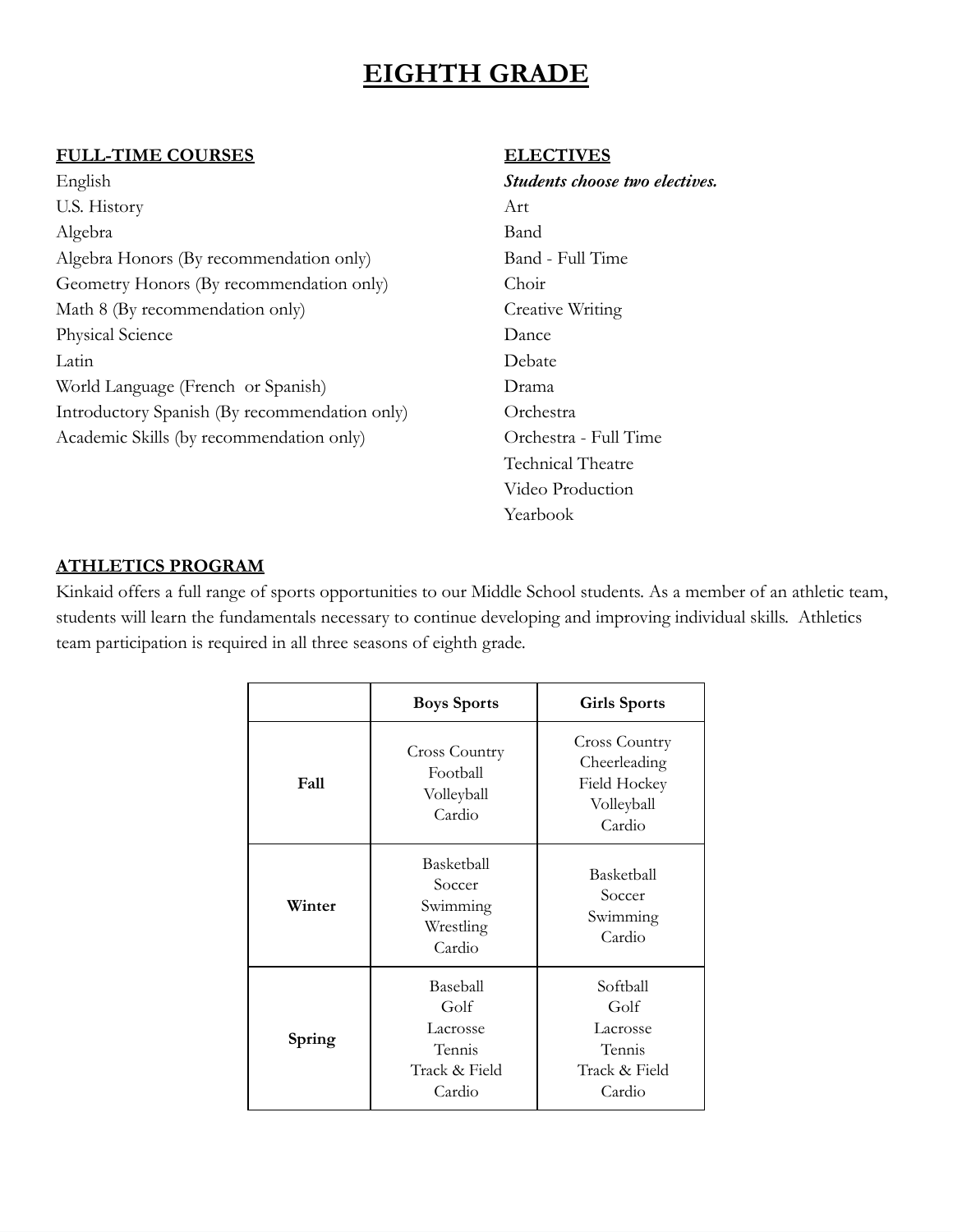# EIGHTH GRADE

## FULL-TIME COURSES

English
U.S. History
Algebra
Algebra Honors (By recommendation only)
Geometry Honors (By recommendation only)
Math 8 (By recommendation only)
Physical Science
Latin
World Language (French or Spanish)
Introductory Spanish (By recommendation only)
Academic Skills (by recommendation only)

## ELECTIVES

***Students choose two electives.***

Art
Band
Band - Full Time
Choir
Creative Writing
Dance
Debate
Drama
Orchestra
Orchestra - Full Time
Technical Theatre
Video Production
Yearbook

## ATHLETICS PROGRAM

Kinkaid offers a full range of sports opportunities to our Middle School students. As a member of an athletic team, students will learn the fundamentals necessary to continue developing and improving individual skills. Athletics team participation is required in all three seasons of eighth grade.

| | **Boys Sports** | **Girls Sports** |
|---|---|---|
| **Fall** | Cross Country<br>Football<br>Volleyball<br>Cardio | Cross Country<br>Cheerleading<br>Field Hockey<br>Volleyball<br>Cardio |
| **Winter** | Basketball<br>Soccer<br>Swimming<br>Wrestling<br>Cardio | Basketball<br>Soccer<br>Swimming<br>Cardio |
| **Spring** | Baseball<br>Golf<br>Lacrosse<br>Tennis<br>Track & Field<br>Cardio | Softball<br>Golf<br>Lacrosse<br>Tennis<br>Track & Field<br>Cardio |